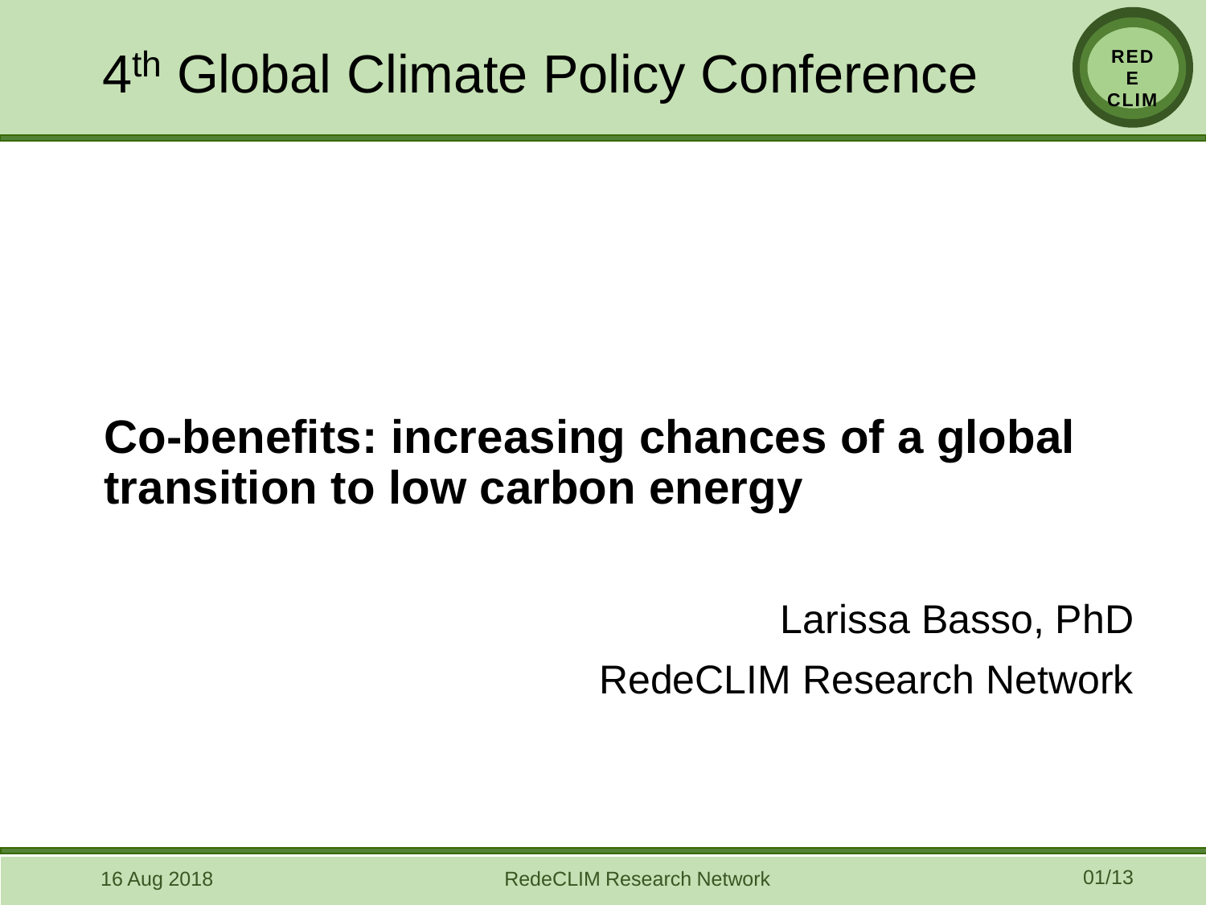# 4th Global Climate Policy Conference

## Co-benefits: increasing chances of a global transition to low carbon energy

Larissa Basso, PhD

RedeCLIM Research Network

16 Aug 2018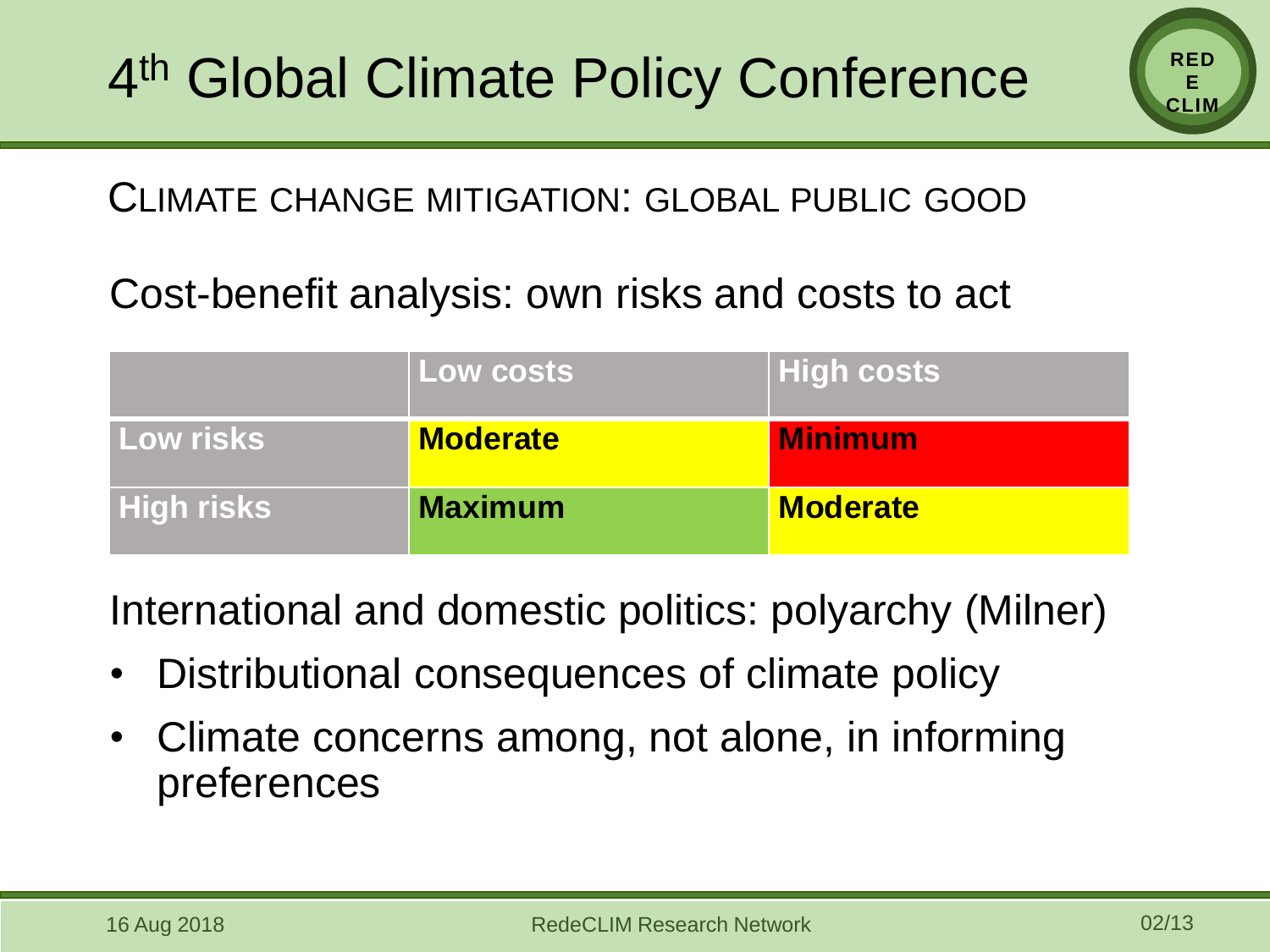# 4th Global Climate Policy Conference

## CLIMATE CHANGE MITIGATION: GLOBAL PUBLIC GOOD

Cost-benefit analysis: own risks and costs to act

| | Low costs | High costs |
|---|---|---|
| Low risks | Moderate | Minimum |
| High risks | Maximum | Moderate |

International and domestic politics: polyarchy (Milner)

- Distributional consequences of climate policy
- Climate concerns among, not alone, in informing preferences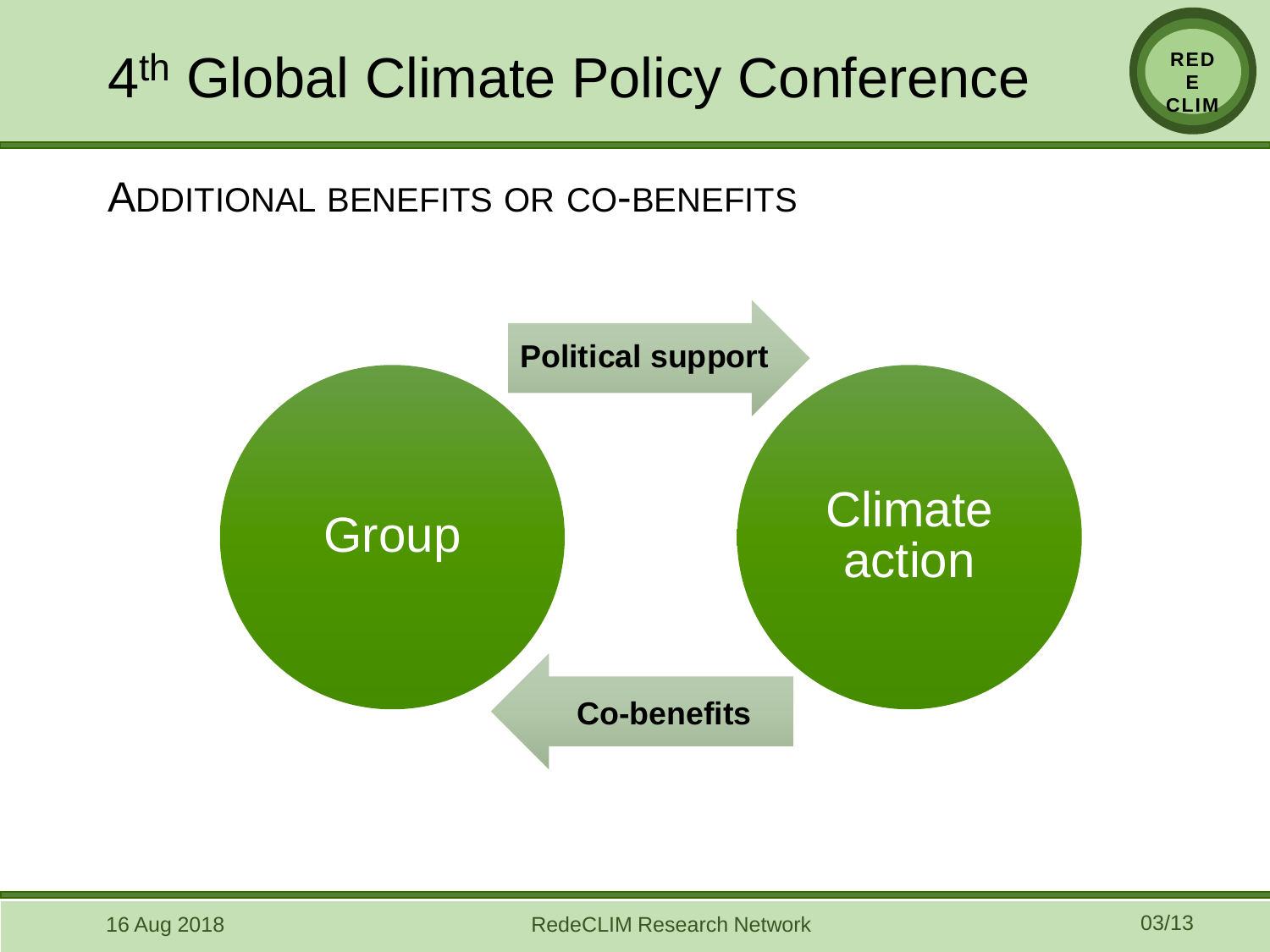## Additional benefits or co-benefits

Group

**Political support**

Climate action

**Co-benefits**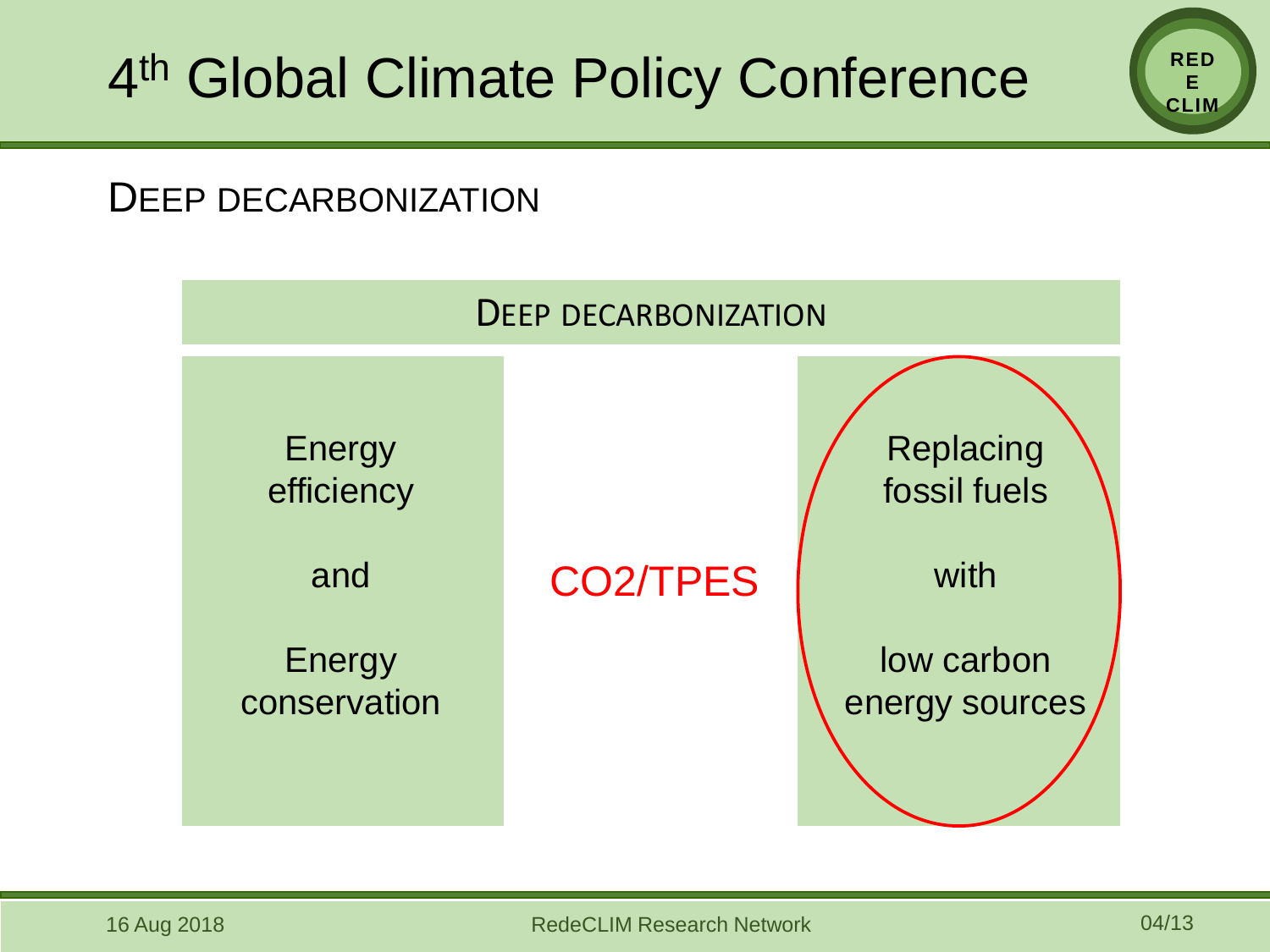# 4th Global Climate Policy Conference

## Deep Decarbonization

| Deep Decarbonization | | |
|---|---|---|
| Energy efficiency<br><br>and<br><br>Energy conservation | $CO_2$/TPES | Replacing fossil fuels<br><br>with<br><br>low carbon energy sources |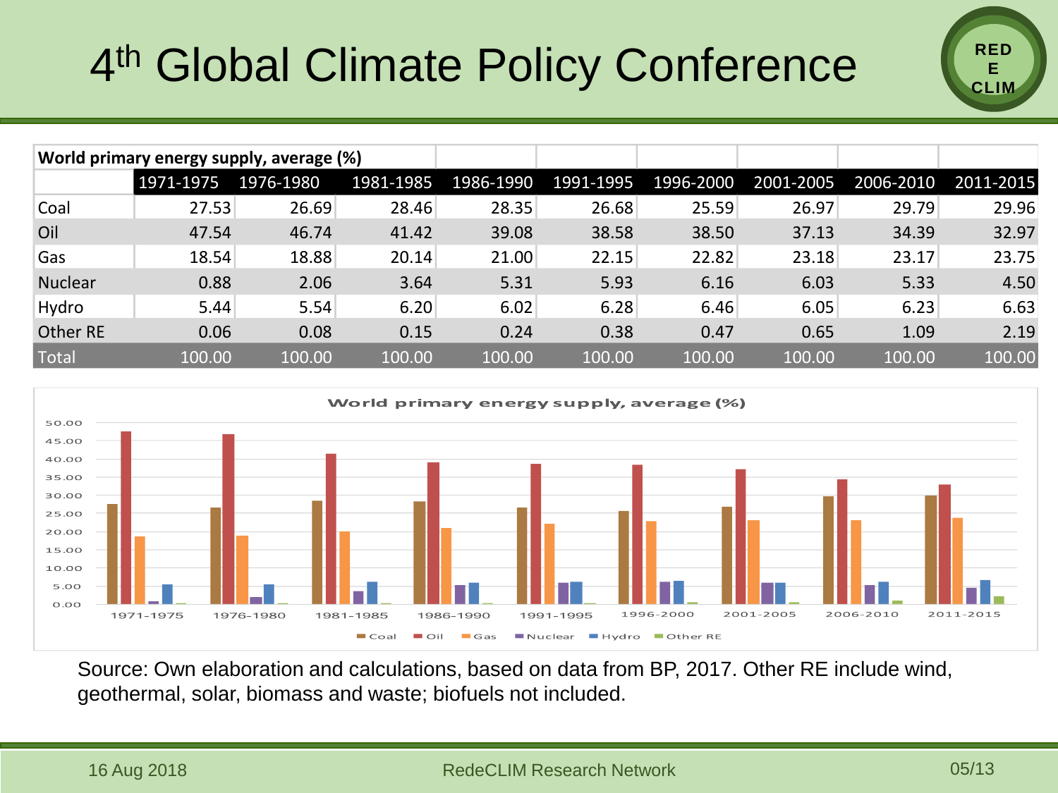# 4th Global Climate Policy Conference

| World primary energy supply, average (%) | 1971-1975 | 1976-1980 | 1981-1985 | 1986-1990 | 1991-1995 | 1996-2000 | 2001-2005 | 2006-2010 | 2011-2015 |
|---|---|---|---|---|---|---|---|---|---|
| Coal | 27.53 | 26.69 | 28.46 | 28.35 | 26.68 | 25.59 | 26.97 | 29.79 | 29.96 |
| Oil | 47.54 | 46.74 | 41.42 | 39.08 | 38.58 | 38.50 | 37.13 | 34.39 | 32.97 |
| Gas | 18.54 | 18.88 | 20.14 | 21.00 | 22.15 | 22.82 | 23.18 | 23.17 | 23.75 |
| Nuclear | 0.88 | 2.06 | 3.64 | 5.31 | 5.93 | 6.16 | 6.03 | 5.33 | 4.50 |
| Hydro | 5.44 | 5.54 | 6.20 | 6.02 | 6.28 | 6.46 | 6.05 | 6.23 | 6.63 |
| Other RE | 0.06 | 0.08 | 0.15 | 0.24 | 0.38 | 0.47 | 0.65 | 1.09 | 2.19 |
| Total | 100.00 | 100.00 | 100.00 | 100.00 | 100.00 | 100.00 | 100.00 | 100.00 | 100.00 |

World primary energy supply, average (%)

Source: Own elaboration and calculations, based on data from BP, 2017. Other RE include wind, geothermal, solar, biomass and waste; biofuels not included.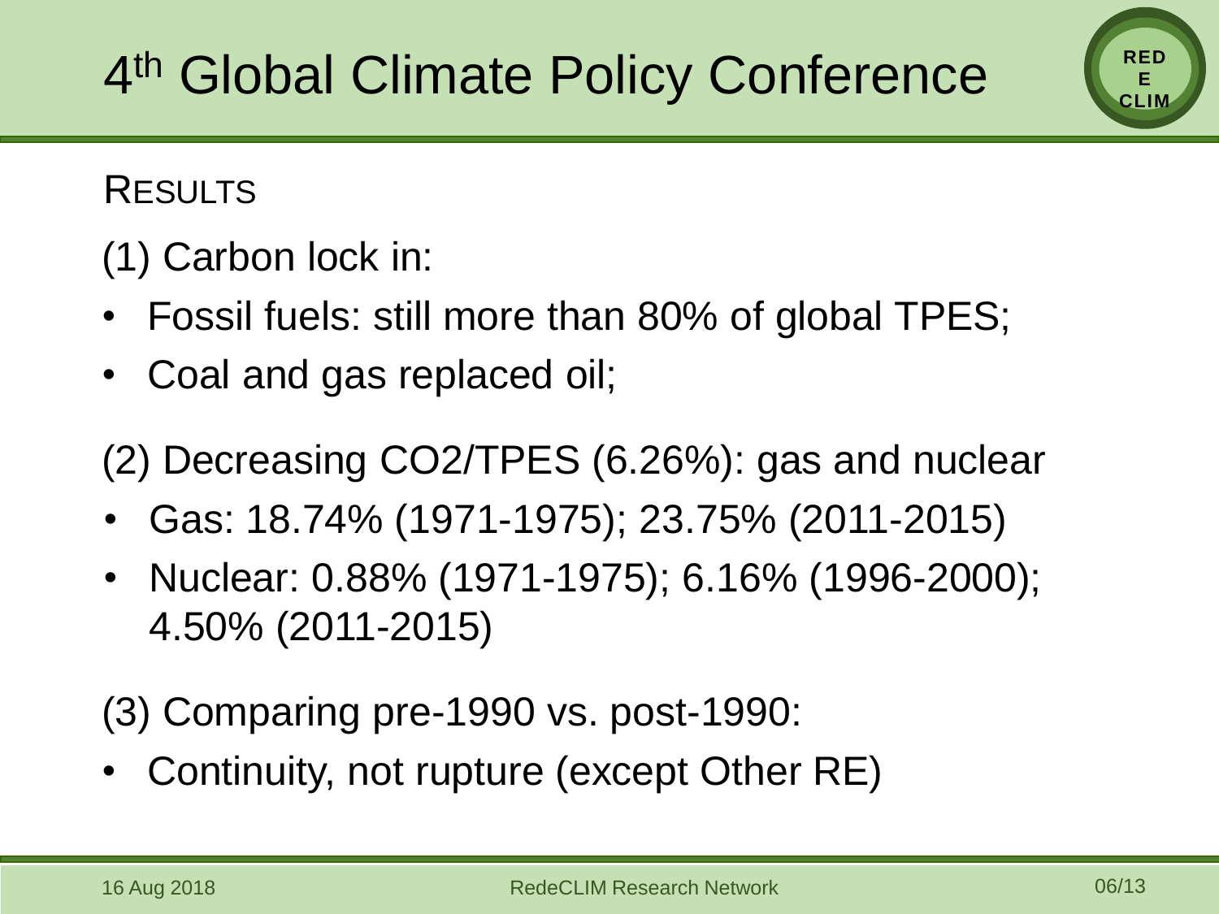# 4th Global Climate Policy Conference

## RESULTS

(1) Carbon lock in:

- Fossil fuels: still more than 80% of global TPES;
- Coal and gas replaced oil;

(2) Decreasing $CO_2$/TPES (6.26%): gas and nuclear

- Gas: 18.74% (1971-1975); 23.75% (2011-2015)
- Nuclear: 0.88% (1971-1975); 6.16% (1996-2000); 4.50% (2011-2015)

(3) Comparing pre-1990 vs. post-1990:

- Continuity, not rupture (except Other RE)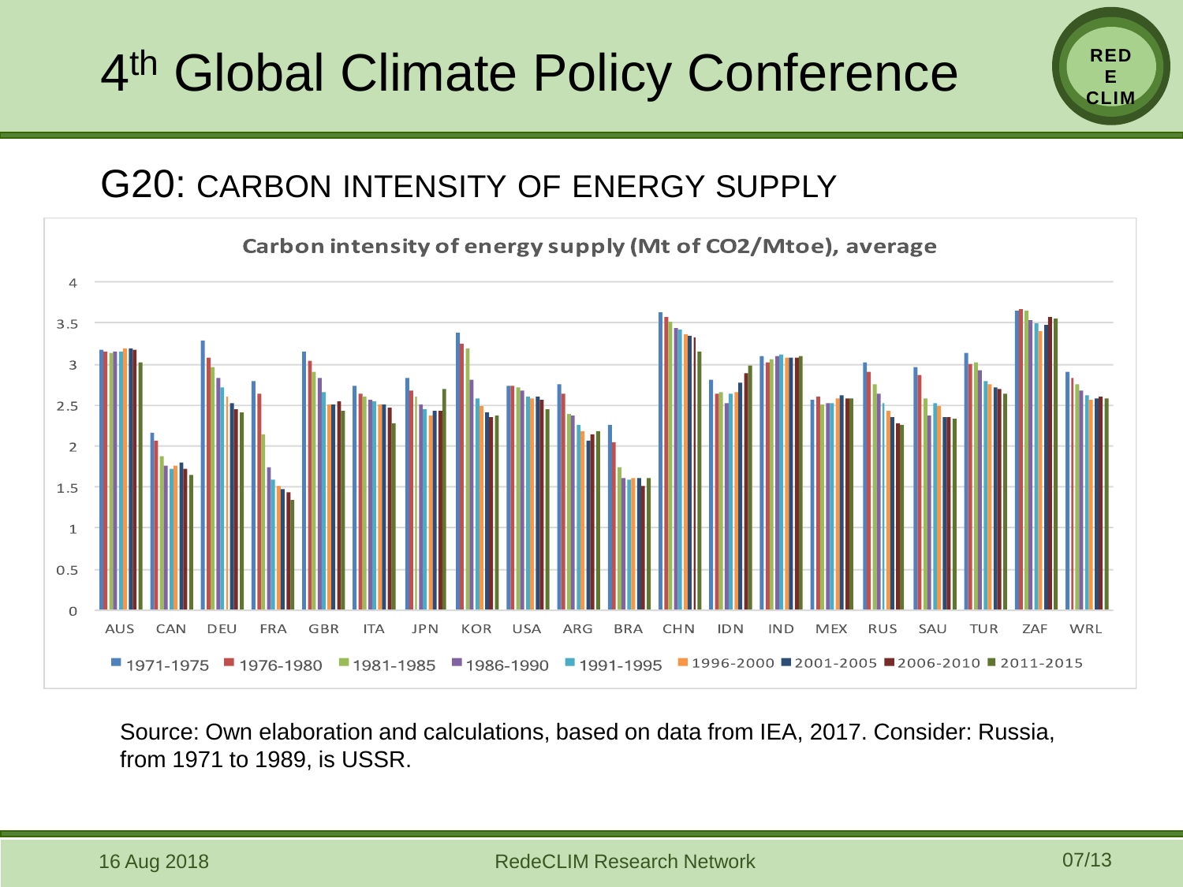# 4th Global Climate Policy Conference

## G20: CARBON INTENSITY OF ENERGY SUPPLY

Source: Own elaboration and calculations, based on data from IEA, 2017. Consider: Russia, from 1971 to 1989, is USSR.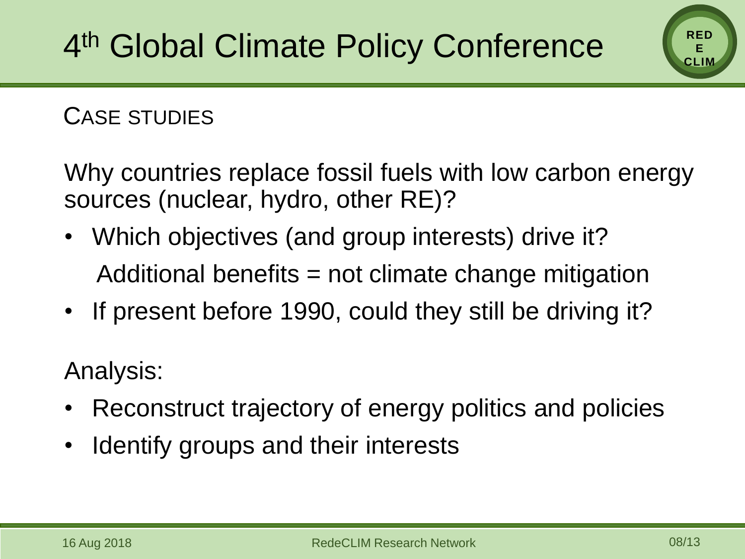# 4th Global Climate Policy Conference

## CASE STUDIES

Why countries replace fossil fuels with low carbon energy sources (nuclear, hydro, other RE)?

- Which objectives (and group interests) drive it?
  Additional benefits = not climate change mitigation
- If present before 1990, could they still be driving it?

Analysis:

- Reconstruct trajectory of energy politics and policies
- Identify groups and their interests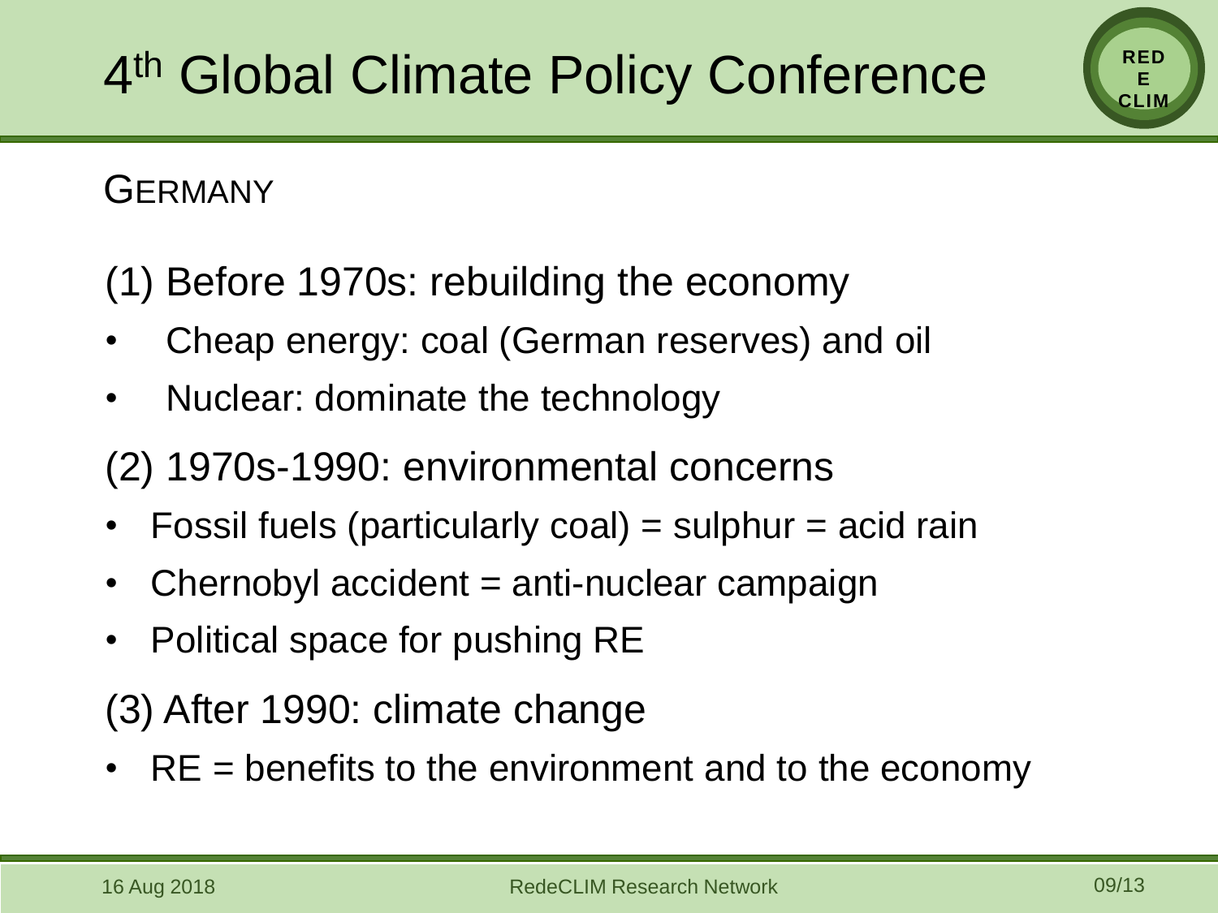# 4th Global Climate Policy Conference

## GERMANY

(1) Before 1970s: rebuilding the economy

- Cheap energy: coal (German reserves) and oil
- Nuclear: dominate the technology

(2) 1970s-1990: environmental concerns

- Fossil fuels (particularly coal) = sulphur = acid rain
- Chernobyl accident = anti-nuclear campaign
- Political space for pushing RE

(3) After 1990: climate change

- RE = benefits to the environment and to the economy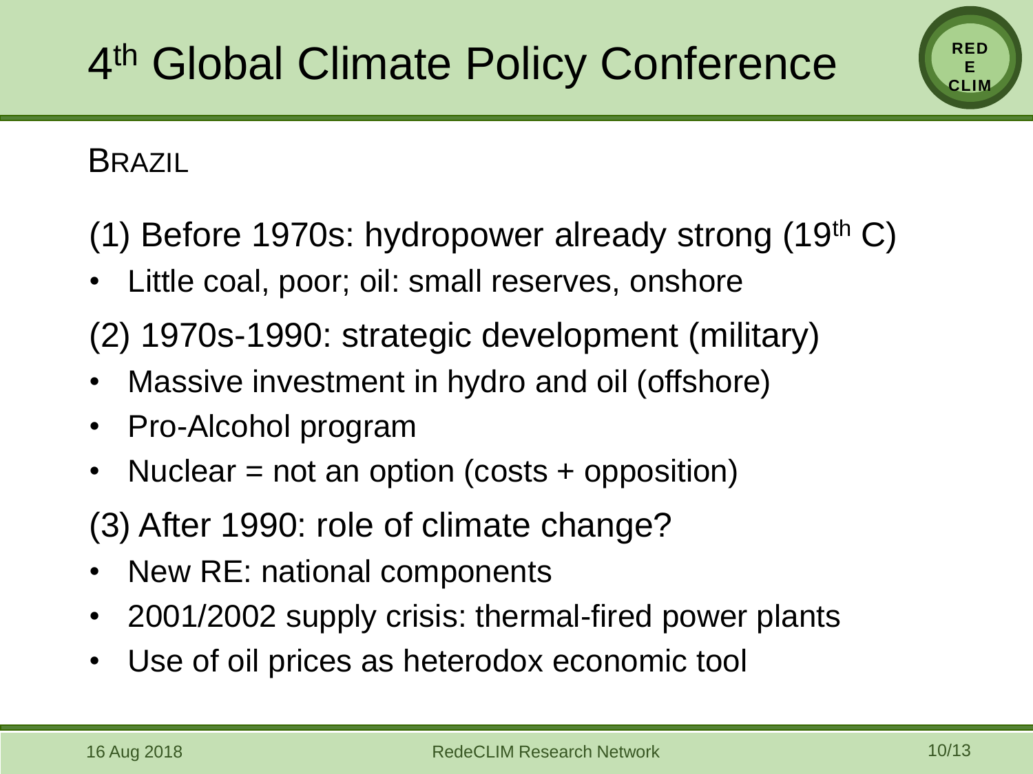# 4th Global Climate Policy Conference

## Brazil

(1) Before 1970s: hydropower already strong (19th C)

- Little coal, poor; oil: small reserves, onshore

(2) 1970s-1990: strategic development (military)

- Massive investment in hydro and oil (offshore)
- Pro-Alcohol program
- Nuclear = not an option (costs + opposition)

(3) After 1990: role of climate change?

- New RE: national components
- 2001/2002 supply crisis: thermal-fired power plants
- Use of oil prices as heterodox economic tool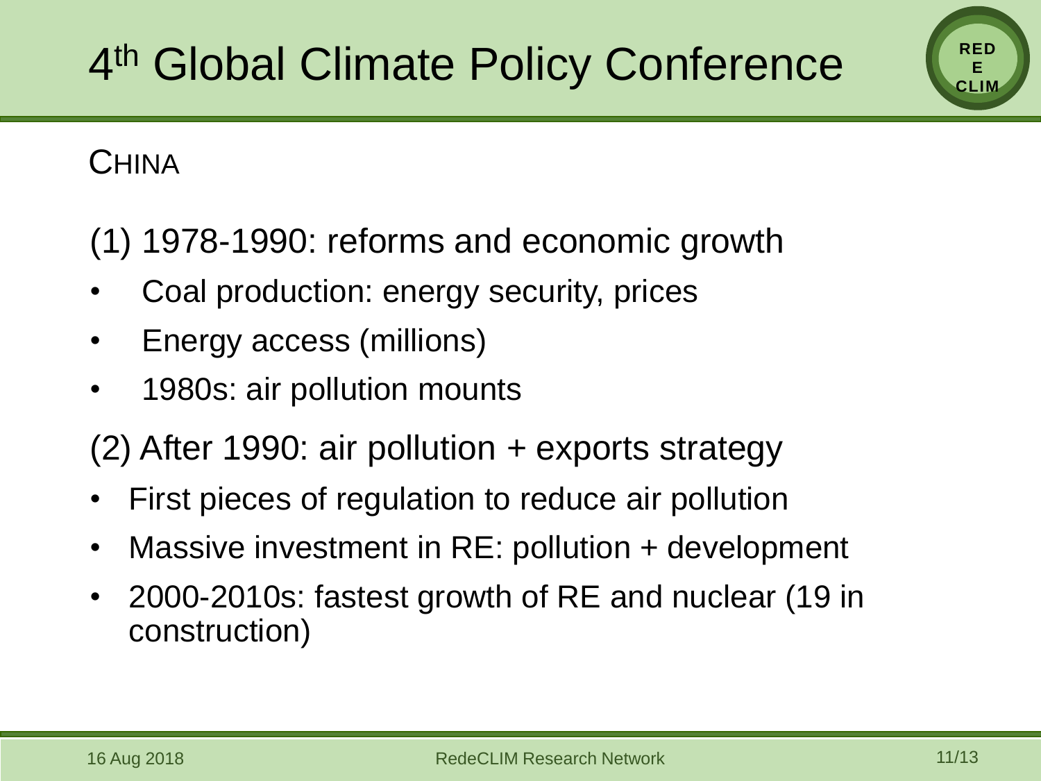# 4th Global Climate Policy Conference

## China

(1) 1978-1990: reforms and economic growth

- Coal production: energy security, prices
- Energy access (millions)
- 1980s: air pollution mounts

(2) After 1990: air pollution + exports strategy

- First pieces of regulation to reduce air pollution
- Massive investment in RE: pollution + development
- 2000-2010s: fastest growth of RE and nuclear (19 in construction)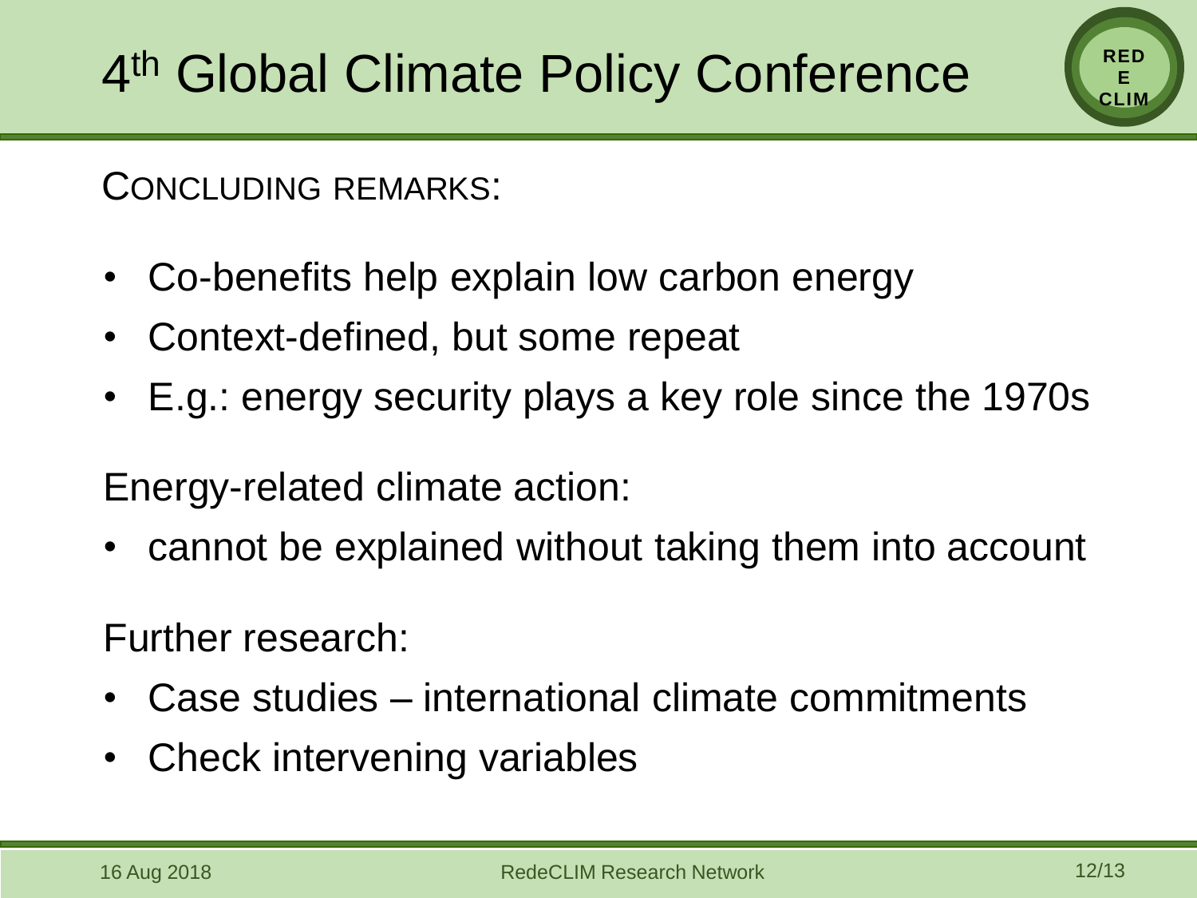# 4th Global Climate Policy Conference

CONCLUDING REMARKS:

- Co-benefits help explain low carbon energy
- Context-defined, but some repeat
- E.g.: energy security plays a key role since the 1970s

Energy-related climate action:

- cannot be explained without taking them into account

Further research:

- Case studies – international climate commitments
- Check intervening variables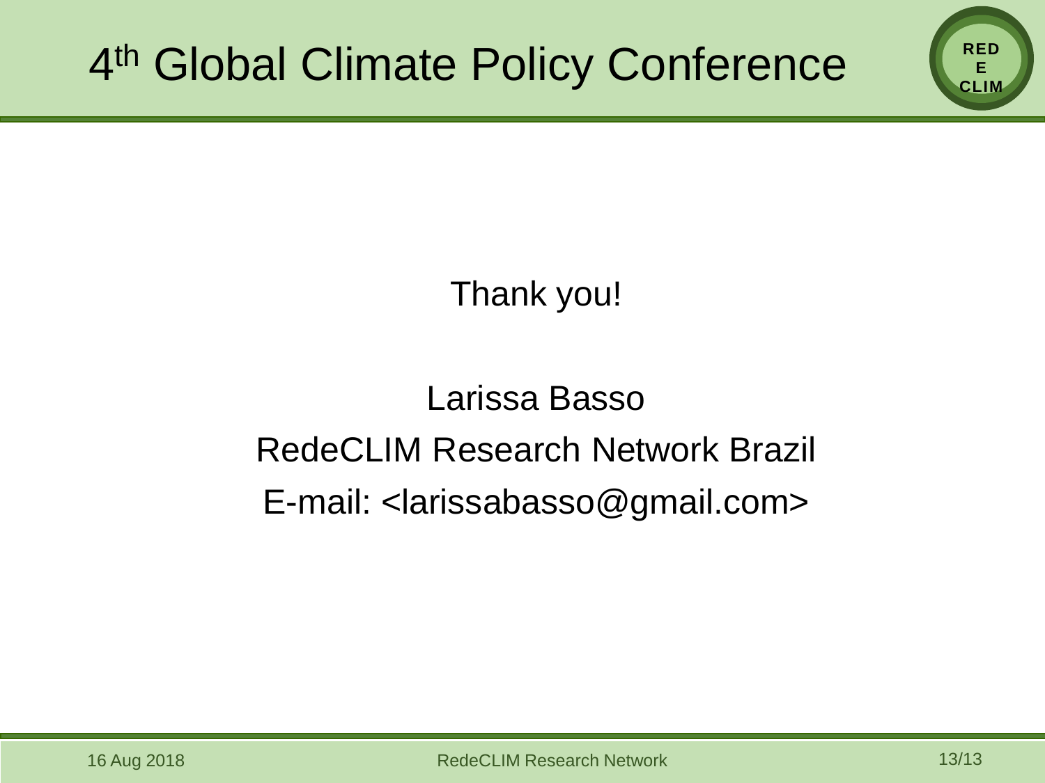# 4th Global Climate Policy Conference

Thank you!

Larissa Basso

RedeCLIM Research Network Brazil

E-mail: <larissabasso@gmail.com>